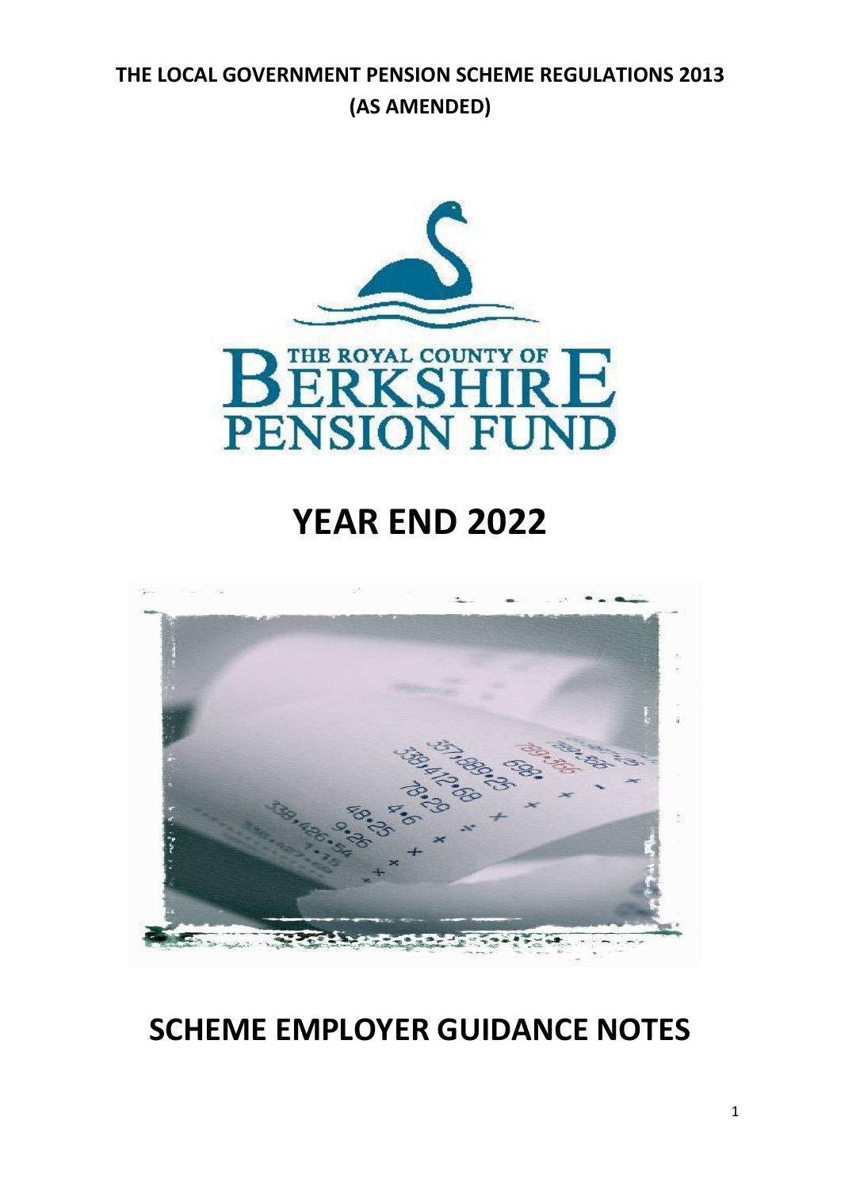**THE LOCAL GOVERNMENT PENSION SCHEME REGULATIONS 2013 (AS AMENDED)**

THE ROYAL COUNTY OF BERKSHIRE PENSION FUND

# YEAR END 2022

# SCHEME EMPLOYER GUIDANCE NOTES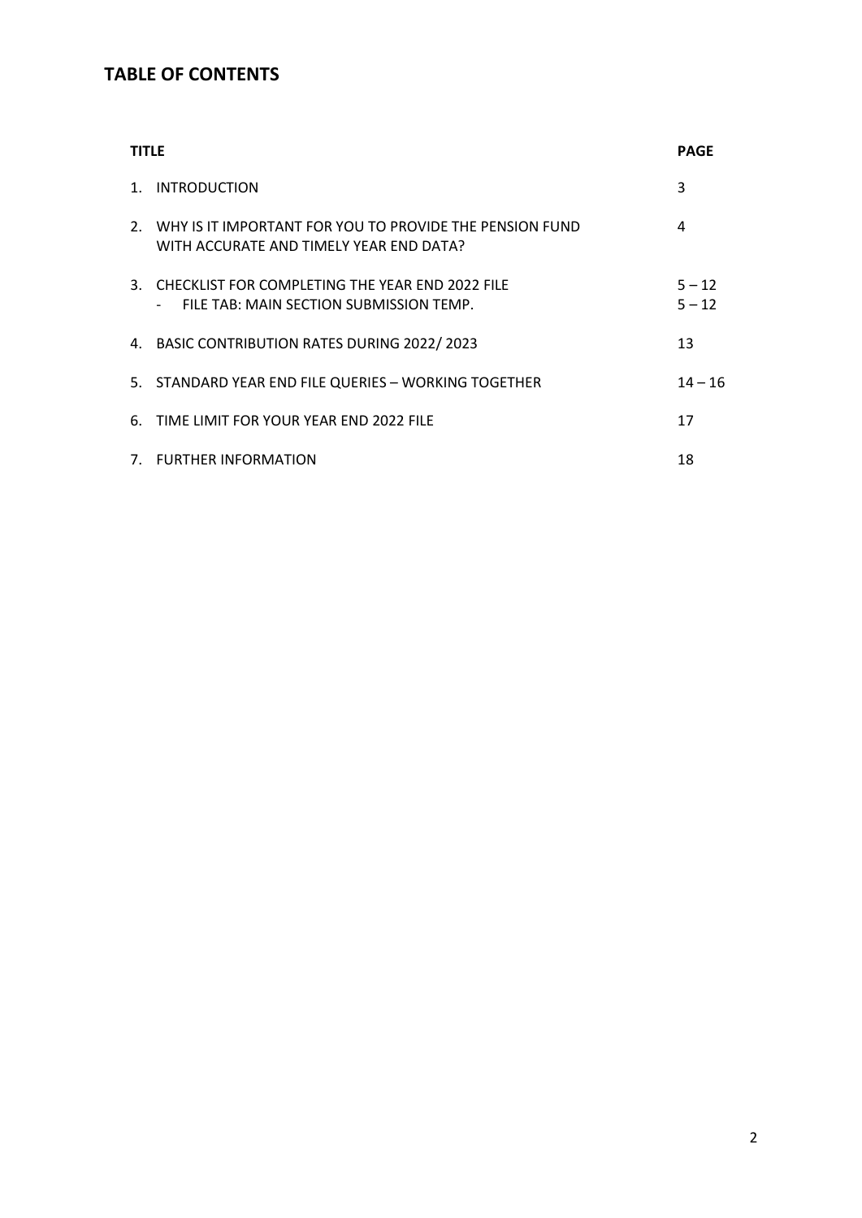# TABLE OF CONTENTS

| TITLE | PAGE |
|---|---|
| 1. INTRODUCTION | 3 |
| 2. WHY IS IT IMPORTANT FOR YOU TO PROVIDE THE PENSION FUND WITH ACCURATE AND TIMELY YEAR END DATA? | 4 |
| 3. CHECKLIST FOR COMPLETING THE YEAR END 2022 FILE | 5 – 12 |
| - FILE TAB: MAIN SECTION SUBMISSION TEMP. | 5 – 12 |
| 4. BASIC CONTRIBUTION RATES DURING 2022/ 2023 | 13 |
| 5. STANDARD YEAR END FILE QUERIES – WORKING TOGETHER | 14 – 16 |
| 6. TIME LIMIT FOR YOUR YEAR END 2022 FILE | 17 |
| 7. FURTHER INFORMATION | 18 |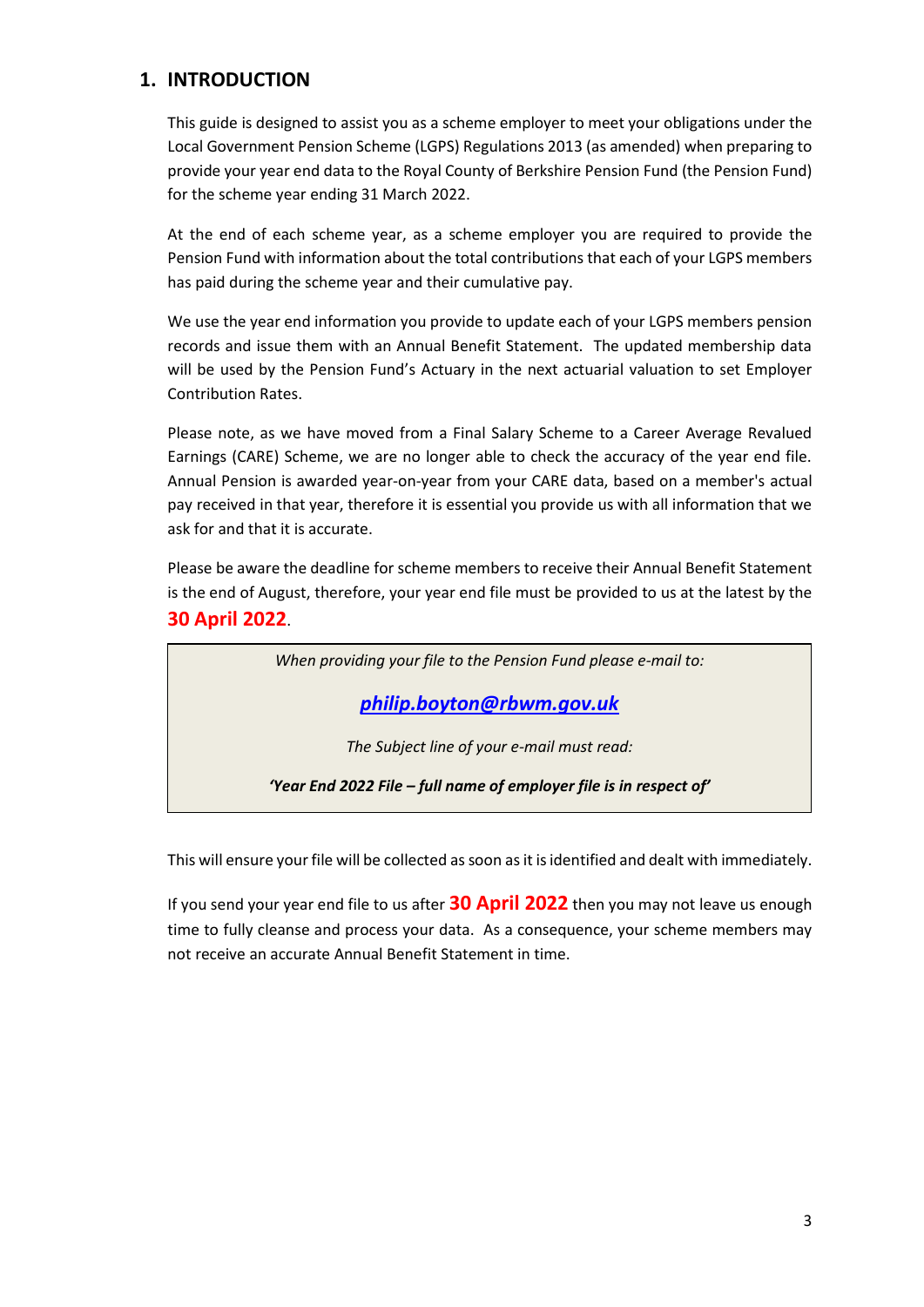## 1. INTRODUCTION

This guide is designed to assist you as a scheme employer to meet your obligations under the Local Government Pension Scheme (LGPS) Regulations 2013 (as amended) when preparing to provide your year end data to the Royal County of Berkshire Pension Fund (the Pension Fund) for the scheme year ending 31 March 2022.

At the end of each scheme year, as a scheme employer you are required to provide the Pension Fund with information about the total contributions that each of your LGPS members has paid during the scheme year and their cumulative pay.

We use the year end information you provide to update each of your LGPS members pension records and issue them with an Annual Benefit Statement. The updated membership data will be used by the Pension Fund's Actuary in the next actuarial valuation to set Employer Contribution Rates.

Please note, as we have moved from a Final Salary Scheme to a Career Average Revalued Earnings (CARE) Scheme, we are no longer able to check the accuracy of the year end file. Annual Pension is awarded year-on-year from your CARE data, based on a member's actual pay received in that year, therefore it is essential you provide us with all information that we ask for and that it is accurate.

Please be aware the deadline for scheme members to receive their Annual Benefit Statement is the end of August, therefore, your year end file must be provided to us at the latest by the **30 April 2022**.

> *When providing your file to the Pension Fund please e-mail to:*
>
> ***philip.boyton@rbwm.gov.uk***
>
> *The Subject line of your e-mail must read:*
>
> ***'Year End 2022 File – full name of employer file is in respect of'***

This will ensure your file will be collected as soon as it is identified and dealt with immediately.

If you send your year end file to us after **30 April 2022** then you may not leave us enough time to fully cleanse and process your data. As a consequence, your scheme members may not receive an accurate Annual Benefit Statement in time.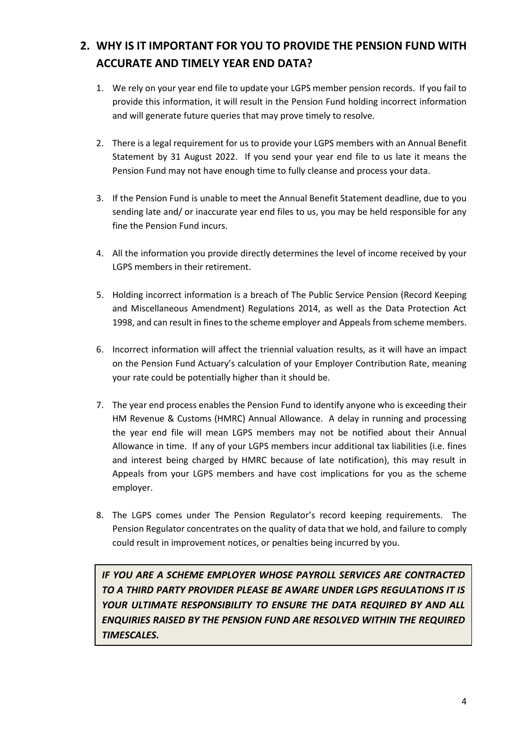## 2. WHY IS IT IMPORTANT FOR YOU TO PROVIDE THE PENSION FUND WITH ACCURATE AND TIMELY YEAR END DATA?

1. We rely on your year end file to update your LGPS member pension records. If you fail to provide this information, it will result in the Pension Fund holding incorrect information and will generate future queries that may prove timely to resolve.

2. There is a legal requirement for us to provide your LGPS members with an Annual Benefit Statement by 31 August 2022. If you send your year end file to us late it means the Pension Fund may not have enough time to fully cleanse and process your data.

3. If the Pension Fund is unable to meet the Annual Benefit Statement deadline, due to you sending late and/ or inaccurate year end files to us, you may be held responsible for any fine the Pension Fund incurs.

4. All the information you provide directly determines the level of income received by your LGPS members in their retirement.

5. Holding incorrect information is a breach of The Public Service Pension (Record Keeping and Miscellaneous Amendment) Regulations 2014, as well as the Data Protection Act 1998, and can result in fines to the scheme employer and Appeals from scheme members.

6. Incorrect information will affect the triennial valuation results, as it will have an impact on the Pension Fund Actuary's calculation of your Employer Contribution Rate, meaning your rate could be potentially higher than it should be.

7. The year end process enables the Pension Fund to identify anyone who is exceeding their HM Revenue & Customs (HMRC) Annual Allowance. A delay in running and processing the year end file will mean LGPS members may not be notified about their Annual Allowance in time. If any of your LGPS members incur additional tax liabilities (i.e. fines and interest being charged by HMRC because of late notification), this may result in Appeals from your LGPS members and have cost implications for you as the scheme employer.

8. The LGPS comes under The Pension Regulator's record keeping requirements. The Pension Regulator concentrates on the quality of data that we hold, and failure to comply could result in improvement notices, or penalties being incurred by you.

***IF YOU ARE A SCHEME EMPLOYER WHOSE PAYROLL SERVICES ARE CONTRACTED TO A THIRD PARTY PROVIDER PLEASE BE AWARE UNDER LGPS REGULATIONS IT IS YOUR ULTIMATE RESPONSIBILITY TO ENSURE THE DATA REQUIRED BY AND ALL ENQUIRIES RAISED BY THE PENSION FUND ARE RESOLVED WITHIN THE REQUIRED TIMESCALES.***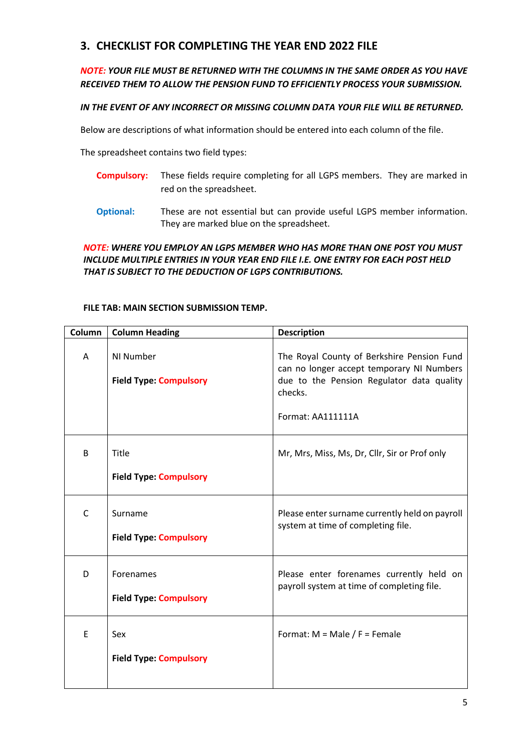## 3. CHECKLIST FOR COMPLETING THE YEAR END 2022 FILE

***NOTE:* YOUR FILE MUST BE RETURNED WITH THE COLUMNS IN THE SAME ORDER AS YOU HAVE RECEIVED THEM TO ALLOW THE PENSION FUND TO EFFICIENTLY PROCESS YOUR SUBMISSION.**

***IN THE EVENT OF ANY INCORRECT OR MISSING COLUMN DATA YOUR FILE WILL BE RETURNED.***

Below are descriptions of what information should be entered into each column of the file.

The spreadsheet contains two field types:

**Compulsory:** These fields require completing for all LGPS members. They are marked in red on the spreadsheet.

**Optional:** These are not essential but can provide useful LGPS member information. They are marked blue on the spreadsheet.

***NOTE:* WHERE YOU EMPLOY AN LGPS MEMBER WHO HAS MORE THAN ONE POST YOU MUST INCLUDE MULTIPLE ENTRIES IN YOUR YEAR END FILE I.E. ONE ENTRY FOR EACH POST HELD THAT IS SUBJECT TO THE DEDUCTION OF LGPS CONTRIBUTIONS.**

**FILE TAB: MAIN SECTION SUBMISSION TEMP.**

| Column | Column Heading | Description |
|---|---|---|
| A | NI Number<br><br>**Field Type: Compulsory** | The Royal County of Berkshire Pension Fund can no longer accept temporary NI Numbers due to the Pension Regulator data quality checks.<br><br>Format: AA111111A |
| B | Title<br><br>**Field Type: Compulsory** | Mr, Mrs, Miss, Ms, Dr, Cllr, Sir or Prof only |
| C | Surname<br><br>**Field Type: Compulsory** | Please enter surname currently held on payroll system at time of completing file. |
| D | Forenames<br><br>**Field Type: Compulsory** | Please enter forenames currently held on payroll system at time of completing file. |
| E | Sex<br><br>**Field Type: Compulsory** | Format: M = Male / F = Female |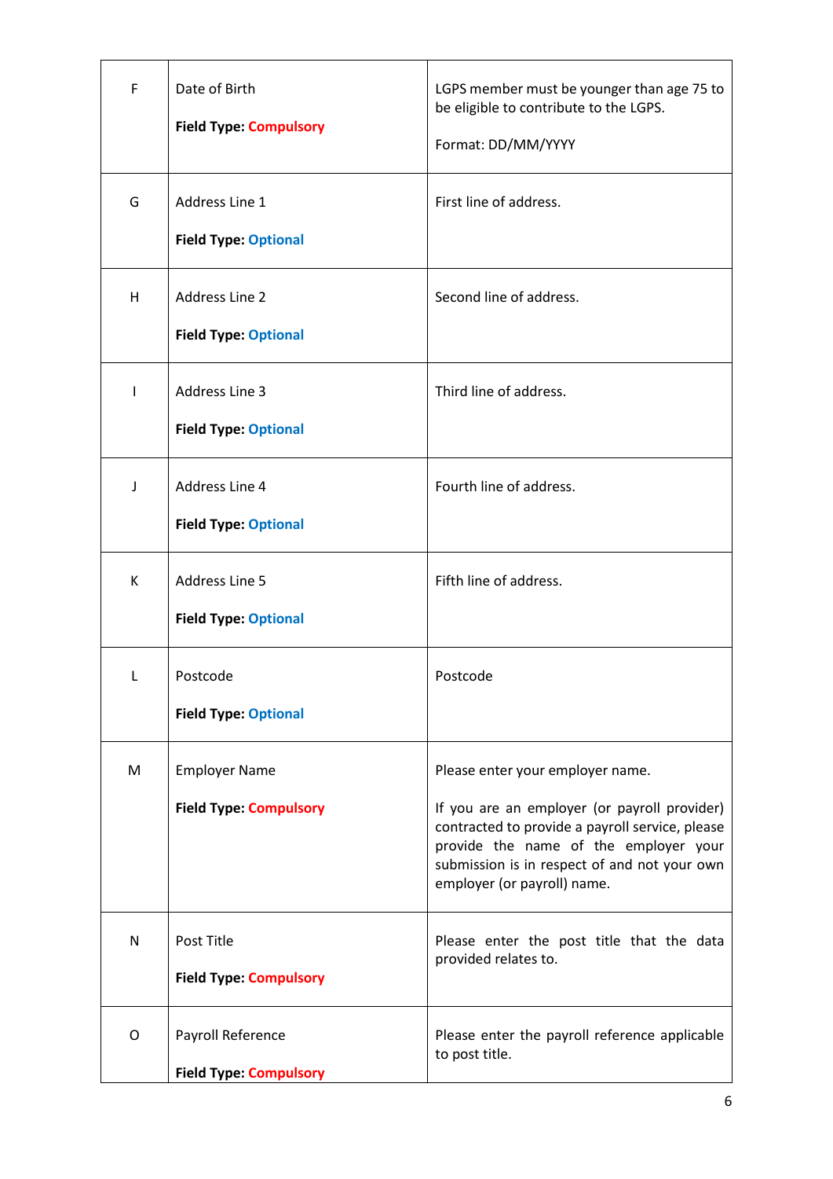| | | |
|---|---|---|
| F | Date of Birth<br><br>**Field Type: Compulsory** | LGPS member must be younger than age 75 to be eligible to contribute to the LGPS.<br><br>Format: DD/MM/YYYY |
| G | Address Line 1<br><br>**Field Type: Optional** | First line of address. |
| H | Address Line 2<br><br>**Field Type: Optional** | Second line of address. |
| I | Address Line 3<br><br>**Field Type: Optional** | Third line of address. |
| J | Address Line 4<br><br>**Field Type: Optional** | Fourth line of address. |
| K | Address Line 5<br><br>**Field Type: Optional** | Fifth line of address. |
| L | Postcode<br><br>**Field Type: Optional** | Postcode |
| M | Employer Name<br><br>**Field Type: Compulsory** | Please enter your employer name.<br><br>If you are an employer (or payroll provider) contracted to provide a payroll service, please provide the name of the employer your submission is in respect of and not your own employer (or payroll) name. |
| N | Post Title<br><br>**Field Type: Compulsory** | Please enter the post title that the data provided relates to. |
| O | Payroll Reference<br><br>**Field Type: Compulsory** | Please enter the payroll reference applicable to post title. |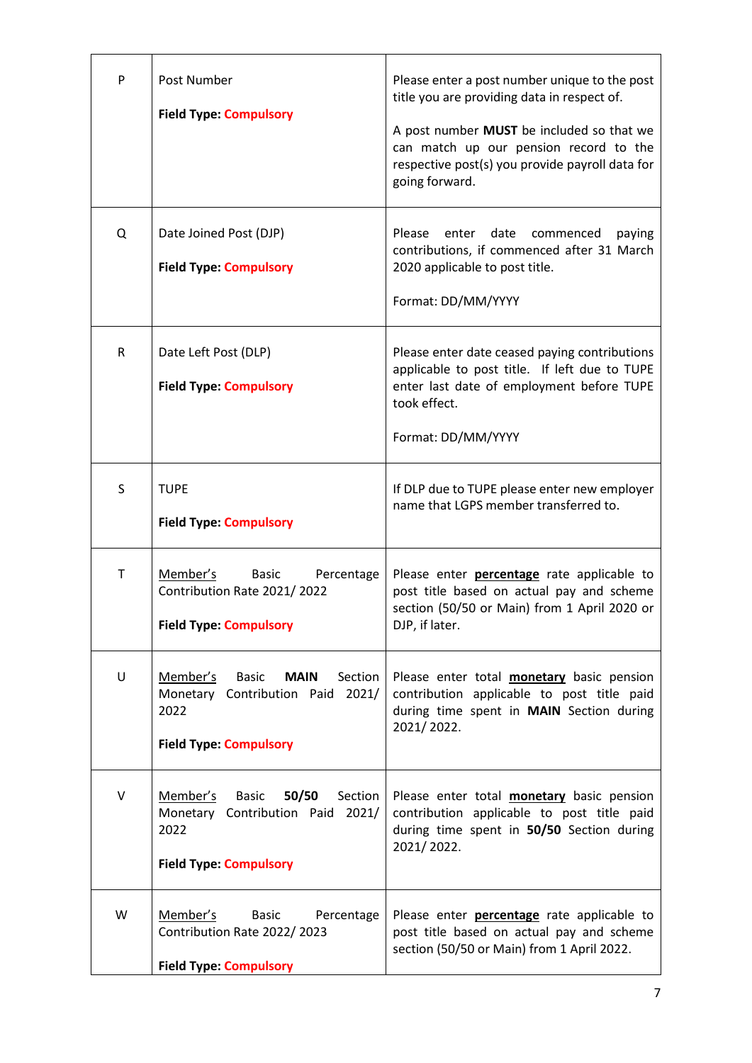| | | |
|---|---|---|
| P | Post Number<br><br>**Field Type: Compulsory** | Please enter a post number unique to the post title you are providing data in respect of.<br><br>A post number **MUST** be included so that we can match up our pension record to the respective post(s) you provide payroll data for going forward. |
| Q | Date Joined Post (DJP)<br><br>**Field Type: Compulsory** | Please enter date commenced paying contributions, if commenced after 31 March 2020 applicable to post title.<br><br>Format: DD/MM/YYYY |
| R | Date Left Post (DLP)<br><br>**Field Type: Compulsory** | Please enter date ceased paying contributions applicable to post title. If left due to TUPE enter last date of employment before TUPE took effect.<br><br>Format: DD/MM/YYYY |
| S | TUPE<br><br>**Field Type: Compulsory** | If DLP due to TUPE please enter new employer name that LGPS member transferred to. |
| T | Member's Basic Percentage Contribution Rate 2021/ 2022<br><br>**Field Type: Compulsory** | Please enter **percentage** rate applicable to post title based on actual pay and scheme section (50/50 or Main) from 1 April 2020 or DJP, if later. |
| U | Member's Basic **MAIN** Section Monetary Contribution Paid 2021/ 2022<br><br>**Field Type: Compulsory** | Please enter total **monetary** basic pension contribution applicable to post title paid during time spent in **MAIN** Section during 2021/ 2022. |
| V | Member's Basic **50/50** Section Monetary Contribution Paid 2021/ 2022<br><br>**Field Type: Compulsory** | Please enter total **monetary** basic pension contribution applicable to post title paid during time spent in **50/50** Section during 2021/ 2022. |
| W | Member's Basic Percentage Contribution Rate 2022/ 2023<br><br>**Field Type: Compulsory** | Please enter **percentage** rate applicable to post title based on actual pay and scheme section (50/50 or Main) from 1 April 2022. |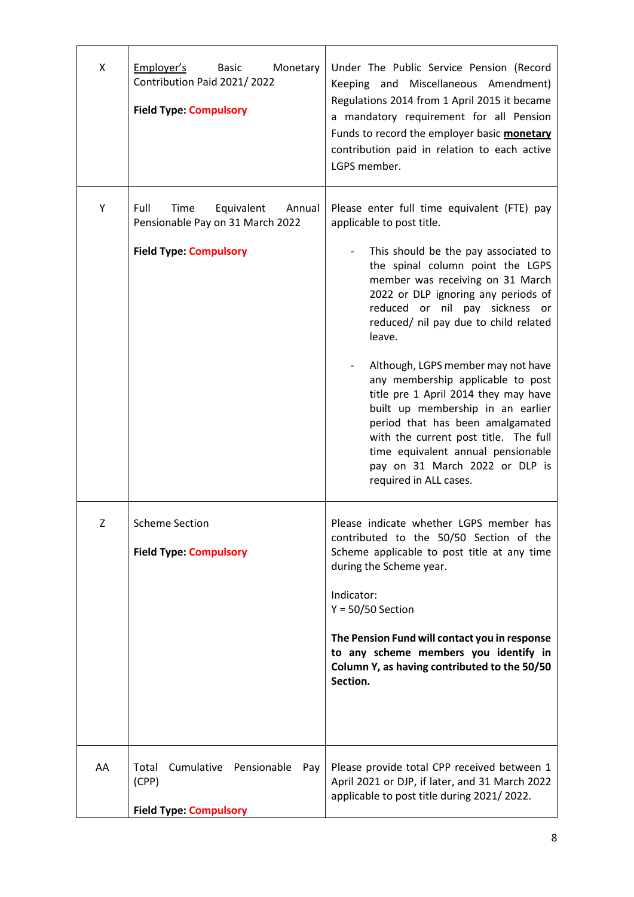| | | |
|---|---|---|
| X | Employer's Basic Monetary Contribution Paid 2021/ 2022<br><br>**Field Type: Compulsory** | Under The Public Service Pension (Record Keeping and Miscellaneous Amendment) Regulations 2014 from 1 April 2015 it became a mandatory requirement for all Pension Funds to record the employer basic **monetary** contribution paid in relation to each active LGPS member. |
| Y | Full Time Equivalent Annual Pensionable Pay on 31 March 2022<br><br>**Field Type: Compulsory** | Please enter full time equivalent (FTE) pay applicable to post title.<br><br>- This should be the pay associated to the spinal column point the LGPS member was receiving on 31 March 2022 or DLP ignoring any periods of reduced or nil pay sickness or reduced/ nil pay due to child related leave.<br><br>- Although, LGPS member may not have any membership applicable to post title pre 1 April 2014 they may have built up membership in an earlier period that has been amalgamated with the current post title. The full time equivalent annual pensionable pay on 31 March 2022 or DLP is required in ALL cases. |
| Z | Scheme Section<br><br>**Field Type: Compulsory** | Please indicate whether LGPS member has contributed to the 50/50 Section of the Scheme applicable to post title at any time during the Scheme year.<br><br>Indicator:<br>Y = 50/50 Section<br><br>**The Pension Fund will contact you in response to any scheme members you identify in Column Y, as having contributed to the 50/50 Section.** |
| AA | Total Cumulative Pensionable Pay (CPP)<br><br>**Field Type: Compulsory** | Please provide total CPP received between 1 April 2021 or DJP, if later, and 31 March 2022 applicable to post title during 2021/ 2022. |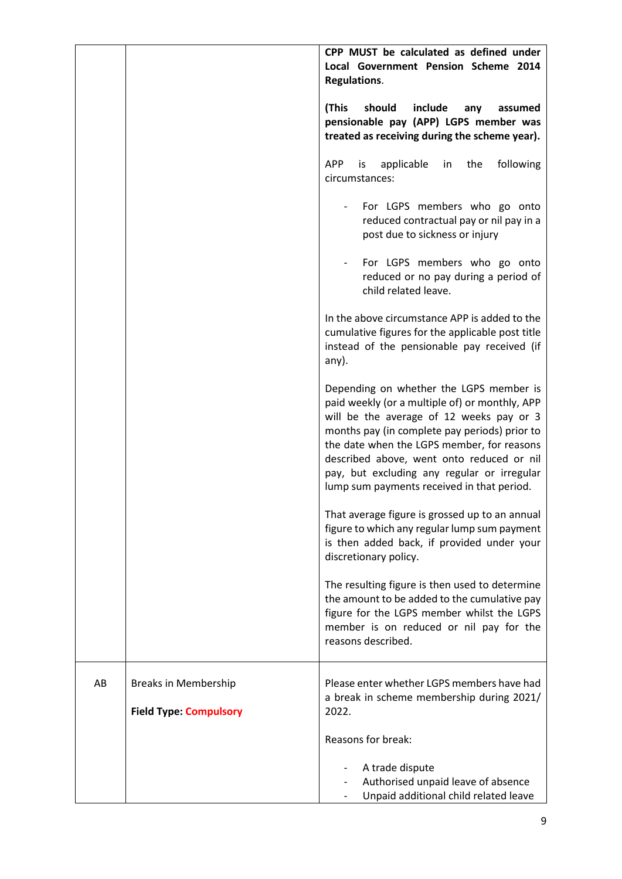| | | |
|---|---|---|
| | | **CPP MUST be calculated as defined under Local Government Pension Scheme 2014 Regulations**.<br><br>**(This should include any assumed pensionable pay (APP) LGPS member was treated as receiving during the scheme year).**<br><br>APP is applicable in the following circumstances:<br><br>- For LGPS members who go onto reduced contractual pay or nil pay in a post due to sickness or injury<br>- For LGPS members who go onto reduced or no pay during a period of child related leave.<br><br>In the above circumstance APP is added to the cumulative figures for the applicable post title instead of the pensionable pay received (if any).<br><br>Depending on whether the LGPS member is paid weekly (or a multiple of) or monthly, APP will be the average of 12 weeks pay or 3 months pay (in complete pay periods) prior to the date when the LGPS member, for reasons described above, went onto reduced or nil pay, but excluding any regular or irregular lump sum payments received in that period.<br><br>That average figure is grossed up to an annual figure to which any regular lump sum payment is then added back, if provided under your discretionary policy.<br><br>The resulting figure is then used to determine the amount to be added to the cumulative pay figure for the LGPS member whilst the LGPS member is on reduced or nil pay for the reasons described. |
| AB | Breaks in Membership<br><br>**Field Type: Compulsory** | Please enter whether LGPS members have had a break in scheme membership during 2021/ 2022.<br><br>Reasons for break:<br><br>- A trade dispute<br>- Authorised unpaid leave of absence<br>- Unpaid additional child related leave |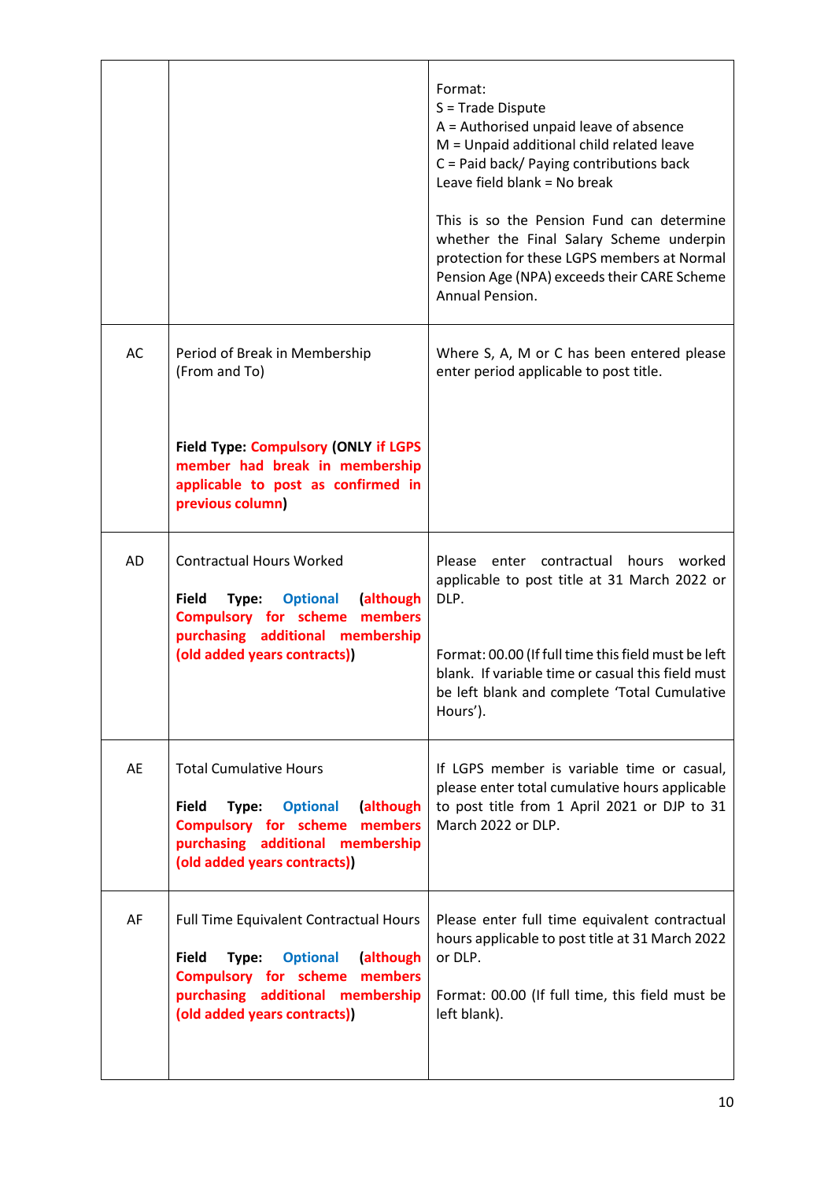| | | |
|---|---|---|
| | | Format:<br>S = Trade Dispute<br>A = Authorised unpaid leave of absence<br>M = Unpaid additional child related leave<br>C = Paid back/ Paying contributions back<br>Leave field blank = No break<br><br>This is so the Pension Fund can determine whether the Final Salary Scheme underpin protection for these LGPS members at Normal Pension Age (NPA) exceeds their CARE Scheme Annual Pension. |
| AC | Period of Break in Membership (From and To)<br><br>**Field Type: Compulsory (ONLY if LGPS member had break in membership applicable to post as confirmed in previous column)** | Where S, A, M or C has been entered please enter period applicable to post title. |
| AD | Contractual Hours Worked<br><br>**Field Type: Optional (although Compulsory for scheme members purchasing additional membership (old added years contracts))** | Please enter contractual hours worked applicable to post title at 31 March 2022 or DLP.<br><br>Format: 00.00 (If full time this field must be left blank. If variable time or casual this field must be left blank and complete 'Total Cumulative Hours'). |
| AE | Total Cumulative Hours<br><br>**Field Type: Optional (although Compulsory for scheme members purchasing additional membership (old added years contracts))** | If LGPS member is variable time or casual, please enter total cumulative hours applicable to post title from 1 April 2021 or DJP to 31 March 2022 or DLP. |
| AF | Full Time Equivalent Contractual Hours<br><br>**Field Type: Optional (although Compulsory for scheme members purchasing additional membership (old added years contracts))** | Please enter full time equivalent contractual hours applicable to post title at 31 March 2022 or DLP.<br><br>Format: 00.00 (If full time, this field must be left blank). |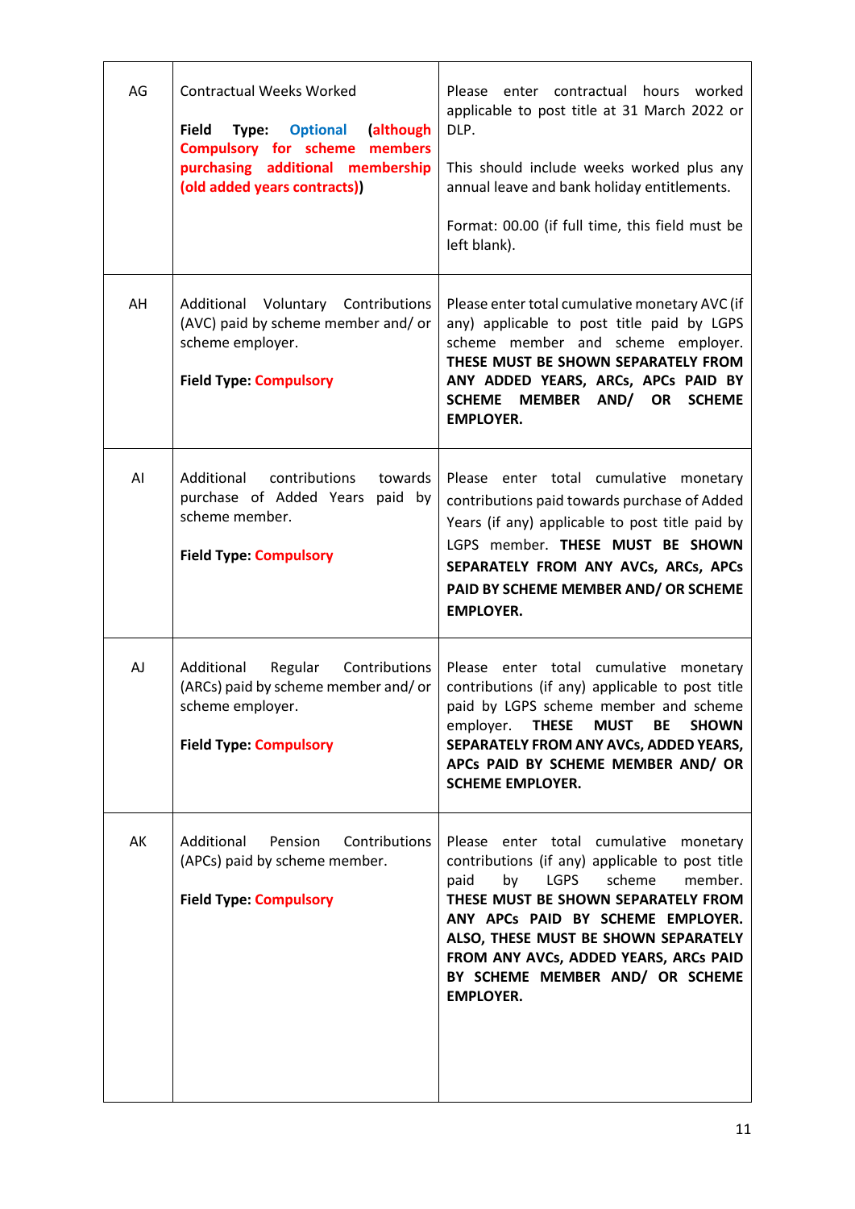| | | |
|---|---|---|
| AG | Contractual Weeks Worked<br><br>**Field Type:** **Optional** **(although Compulsory for scheme members purchasing additional membership (old added years contracts))** | Please enter contractual hours worked applicable to post title at 31 March 2022 or DLP.<br><br>This should include weeks worked plus any annual leave and bank holiday entitlements.<br><br>Format: 00.00 (if full time, this field must be left blank). |
| AH | Additional Voluntary Contributions (AVC) paid by scheme member and/ or scheme employer.<br><br>**Field Type: Compulsory** | Please enter total cumulative monetary AVC (if any) applicable to post title paid by LGPS scheme member and scheme employer. **THESE MUST BE SHOWN SEPARATELY FROM ANY ADDED YEARS, ARCs, APCs PAID BY SCHEME MEMBER AND/ OR SCHEME EMPLOYER.** |
| AI | Additional contributions towards purchase of Added Years paid by scheme member.<br><br>**Field Type: Compulsory** | Please enter total cumulative monetary contributions paid towards purchase of Added Years (if any) applicable to post title paid by LGPS member. **THESE MUST BE SHOWN SEPARATELY FROM ANY AVCs, ARCs, APCs PAID BY SCHEME MEMBER AND/ OR SCHEME EMPLOYER.** |
| AJ | Additional Regular Contributions (ARCs) paid by scheme member and/ or scheme employer.<br><br>**Field Type: Compulsory** | Please enter total cumulative monetary contributions (if any) applicable to post title paid by LGPS scheme member and scheme employer. **THESE MUST BE SHOWN SEPARATELY FROM ANY AVCs, ADDED YEARS, APCs PAID BY SCHEME MEMBER AND/ OR SCHEME EMPLOYER.** |
| AK | Additional Pension Contributions (APCs) paid by scheme member.<br><br>**Field Type: Compulsory** | Please enter total cumulative monetary contributions (if any) applicable to post title paid by LGPS scheme member. **THESE MUST BE SHOWN SEPARATELY FROM ANY APCs PAID BY SCHEME EMPLOYER. ALSO, THESE MUST BE SHOWN SEPARATELY FROM ANY AVCs, ADDED YEARS, ARCs PAID BY SCHEME MEMBER AND/ OR SCHEME EMPLOYER.** |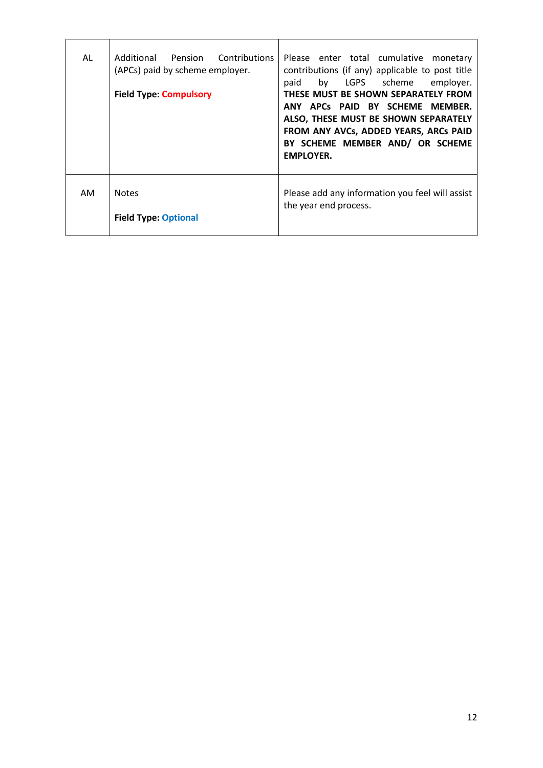| | | |
|---|---|---|
| AL | Additional Pension Contributions (APCs) paid by scheme employer.<br><br>**Field Type: Compulsory** | Please enter total cumulative monetary contributions (if any) applicable to post title paid by LGPS scheme employer. **THESE MUST BE SHOWN SEPARATELY FROM ANY APCs PAID BY SCHEME MEMBER. ALSO, THESE MUST BE SHOWN SEPARATELY FROM ANY AVCs, ADDED YEARS, ARCs PAID BY SCHEME MEMBER AND/ OR SCHEME EMPLOYER.** |
| AM | Notes<br><br>**Field Type: Optional** | Please add any information you feel will assist the year end process. |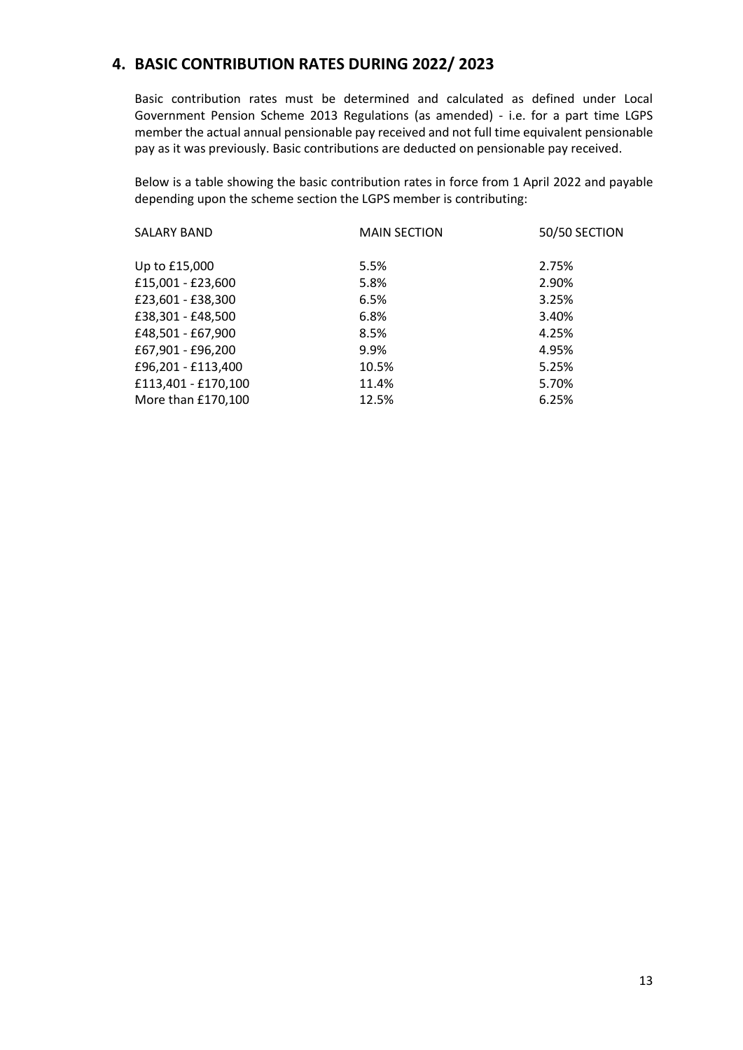## 4. BASIC CONTRIBUTION RATES DURING 2022/ 2023

Basic contribution rates must be determined and calculated as defined under Local Government Pension Scheme 2013 Regulations (as amended) - i.e. for a part time LGPS member the actual annual pensionable pay received and not full time equivalent pensionable pay as it was previously. Basic contributions are deducted on pensionable pay received.

Below is a table showing the basic contribution rates in force from 1 April 2022 and payable depending upon the scheme section the LGPS member is contributing:

| SALARY BAND | MAIN SECTION | 50/50 SECTION |
|---|---|---|
| Up to £15,000 | 5.5% | 2.75% |
| £15,001 - £23,600 | 5.8% | 2.90% |
| £23,601 - £38,300 | 6.5% | 3.25% |
| £38,301 - £48,500 | 6.8% | 3.40% |
| £48,501 - £67,900 | 8.5% | 4.25% |
| £67,901 - £96,200 | 9.9% | 4.95% |
| £96,201 - £113,400 | 10.5% | 5.25% |
| £113,401 - £170,100 | 11.4% | 5.70% |
| More than £170,100 | 12.5% | 6.25% |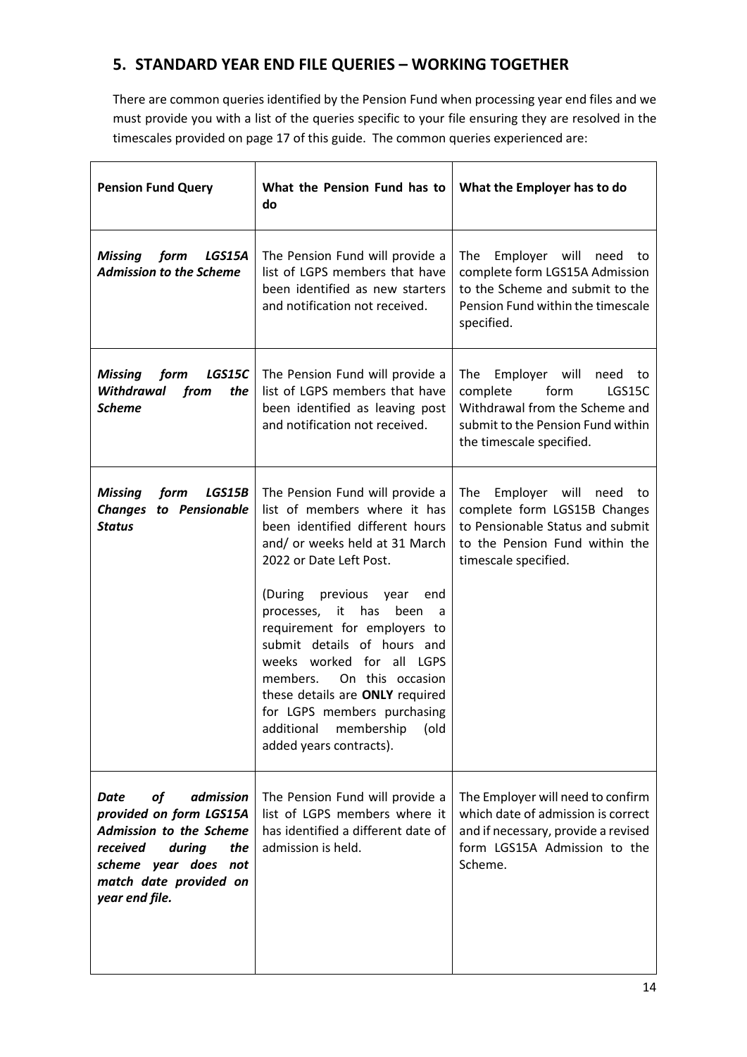## 5. STANDARD YEAR END FILE QUERIES – WORKING TOGETHER

There are common queries identified by the Pension Fund when processing year end files and we must provide you with a list of the queries specific to your file ensuring they are resolved in the timescales provided on page 17 of this guide. The common queries experienced are:

| Pension Fund Query | What the Pension Fund has to do | What the Employer has to do |
|---|---|---|
| ***Missing form LGS15A Admission to the Scheme*** | The Pension Fund will provide a list of LGPS members that have been identified as new starters and notification not received. | The Employer will need to complete form LGS15A Admission to the Scheme and submit to the Pension Fund within the timescale specified. |
| ***Missing form LGS15C Withdrawal from the Scheme*** | The Pension Fund will provide a list of LGPS members that have been identified as leaving post and notification not received. | The Employer will need to complete form LGS15C Withdrawal from the Scheme and submit to the Pension Fund within the timescale specified. |
| ***Missing form LGS15B Changes to Pensionable Status*** | The Pension Fund will provide a list of members where it has been identified different hours and/ or weeks held at 31 March 2022 or Date Left Post.<br><br>(During previous year end processes, it has been a requirement for employers to submit details of hours and weeks worked for all LGPS members. On this occasion these details are **ONLY** required for LGPS members purchasing additional membership (old added years contracts). | The Employer will need to complete form LGS15B Changes to Pensionable Status and submit to the Pension Fund within the timescale specified. |
| ***Date of admission provided on form LGS15A Admission to the Scheme received during the scheme year does not match date provided on year end file.*** | The Pension Fund will provide a list of LGPS members where it has identified a different date of admission is held. | The Employer will need to confirm which date of admission is correct and if necessary, provide a revised form LGS15A Admission to the Scheme. |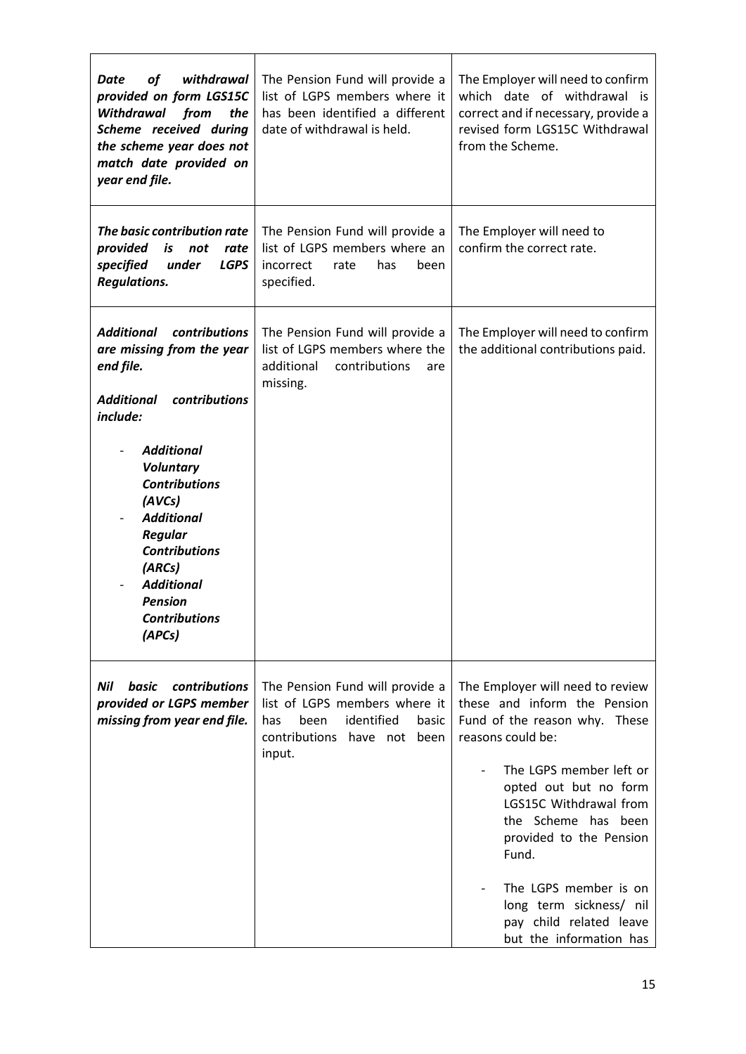| | | |
|---|---|---|
| ***Date of withdrawal provided on form LGS15C Withdrawal from the Scheme received during the scheme year does not match date provided on year end file.*** | The Pension Fund will provide a list of LGPS members where it has been identified a different date of withdrawal is held. | The Employer will need to confirm which date of withdrawal is correct and if necessary, provide a revised form LGS15C Withdrawal from the Scheme. |
| ***The basic contribution rate provided is not rate specified under LGPS Regulations.*** | The Pension Fund will provide a list of LGPS members where an incorrect rate has been specified. | The Employer will need to confirm the correct rate. |
| ***Additional contributions are missing from the year end file.*** <br><br> ***Additional contributions include:*** <br><br> - ***Additional Voluntary Contributions (AVCs)*** <br> - ***Additional Regular Contributions (ARCs)*** <br> - ***Additional Pension Contributions (APCs)*** | The Pension Fund will provide a list of LGPS members where the additional contributions are missing. | The Employer will need to confirm the additional contributions paid. |
| ***Nil basic contributions provided or LGPS member missing from year end file.*** | The Pension Fund will provide a list of LGPS members where it has been identified basic contributions have not been input. | The Employer will need to review these and inform the Pension Fund of the reason why. These reasons could be: <br><br> - The LGPS member left or opted out but no form LGS15C Withdrawal from the Scheme has been provided to the Pension Fund. <br><br> - The LGPS member is on long term sickness/ nil pay child related leave but the information has |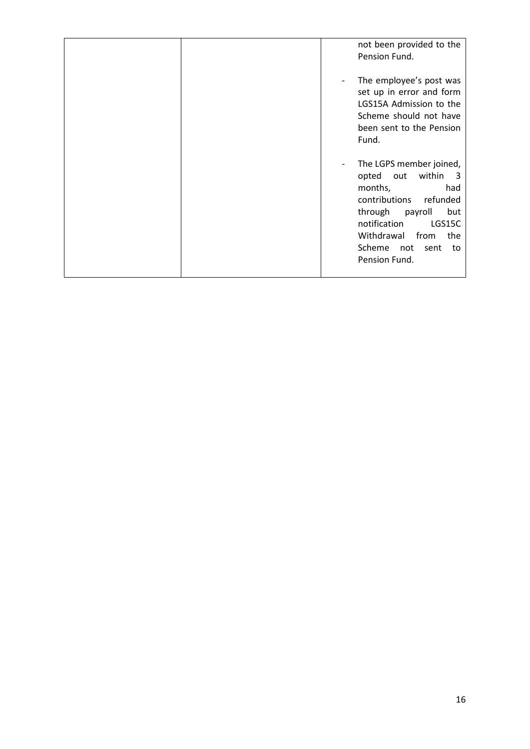|  |  | not been provided to the Pension Fund.<br><br>- The employee's post was set up in error and form LGS15A Admission to the Scheme should not have been sent to the Pension Fund.<br><br>- The LGPS member joined, opted out within 3 months, had contributions refunded through payroll but notification LGS15C Withdrawal from the Scheme not sent to Pension Fund. |
|---|---|---|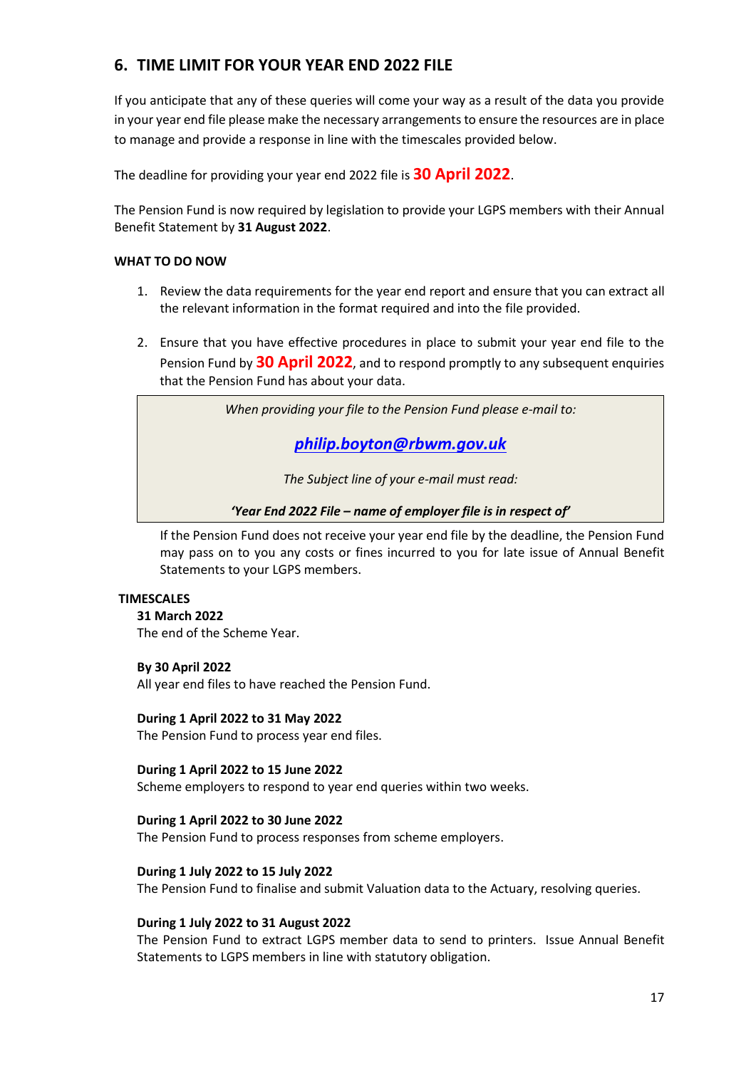## 6. TIME LIMIT FOR YOUR YEAR END 2022 FILE

If you anticipate that any of these queries will come your way as a result of the data you provide in your year end file please make the necessary arrangements to ensure the resources are in place to manage and provide a response in line with the timescales provided below.

The deadline for providing your year end 2022 file is **30 April 2022**.

The Pension Fund is now required by legislation to provide your LGPS members with their Annual Benefit Statement by **31 August 2022**.

**WHAT TO DO NOW**

1. Review the data requirements for the year end report and ensure that you can extract all the relevant information in the format required and into the file provided.

2. Ensure that you have effective procedures in place to submit your year end file to the Pension Fund by **30 April 2022**, and to respond promptly to any subsequent enquiries that the Pension Fund has about your data.

*When providing your file to the Pension Fund please e-mail to:*

***philip.boyton@rbwm.gov.uk***

*The Subject line of your e-mail must read:*

***'Year End 2022 File – name of employer file is in respect of'***

If the Pension Fund does not receive your year end file by the deadline, the Pension Fund may pass on to you any costs or fines incurred to you for late issue of Annual Benefit Statements to your LGPS members.

**TIMESCALES**

**31 March 2022**
The end of the Scheme Year.

**By 30 April 2022**
All year end files to have reached the Pension Fund.

**During 1 April 2022 to 31 May 2022**
The Pension Fund to process year end files.

**During 1 April 2022 to 15 June 2022**
Scheme employers to respond to year end queries within two weeks.

**During 1 April 2022 to 30 June 2022**
The Pension Fund to process responses from scheme employers.

**During 1 July 2022 to 15 July 2022**
The Pension Fund to finalise and submit Valuation data to the Actuary, resolving queries.

**During 1 July 2022 to 31 August 2022**
The Pension Fund to extract LGPS member data to send to printers. Issue Annual Benefit Statements to LGPS members in line with statutory obligation.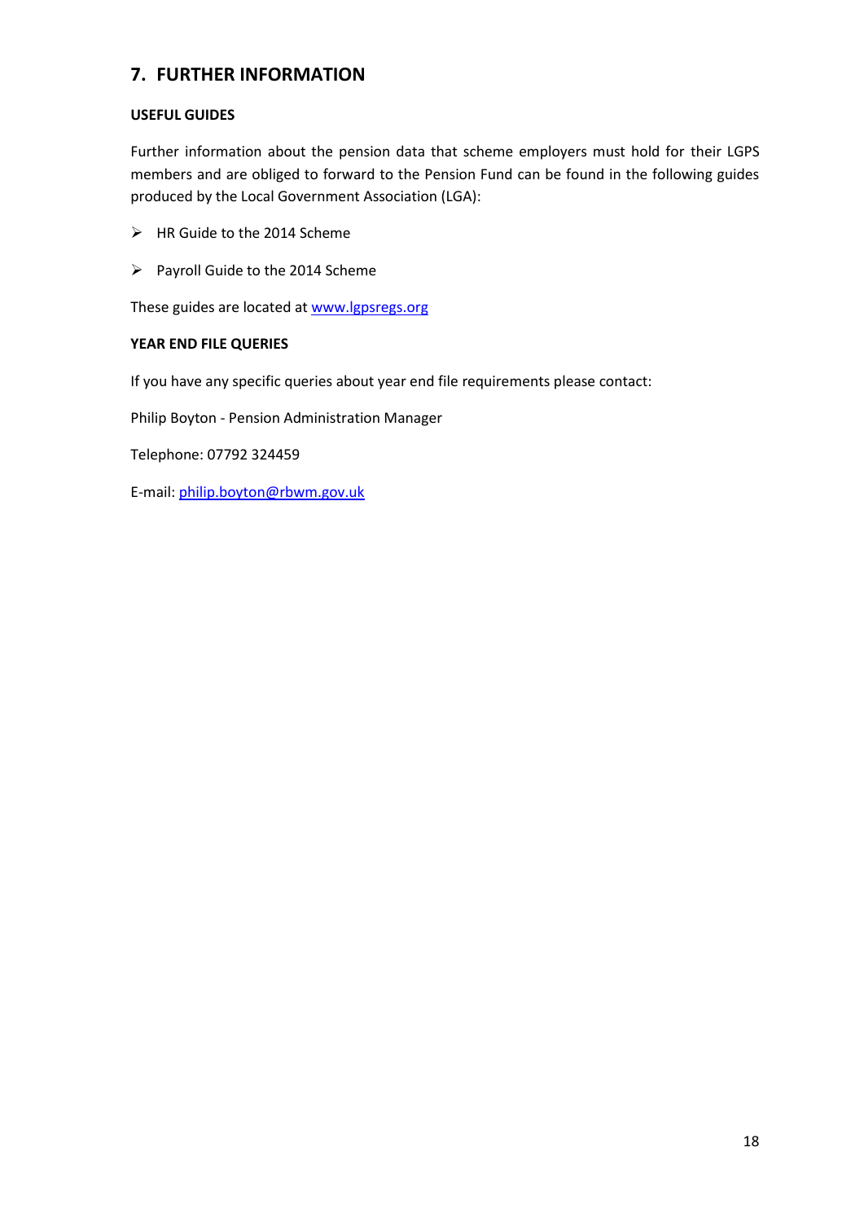## 7. FURTHER INFORMATION

**USEFUL GUIDES**

Further information about the pension data that scheme employers must hold for their LGPS members and are obliged to forward to the Pension Fund can be found in the following guides produced by the Local Government Association (LGA):

- HR Guide to the 2014 Scheme
- Payroll Guide to the 2014 Scheme

These guides are located at [www.lgpsregs.org](www.lgpsregs.org)

**YEAR END FILE QUERIES**

If you have any specific queries about year end file requirements please contact:

Philip Boyton - Pension Administration Manager

Telephone: 07792 324459

E-mail: [philip.boyton@rbwm.gov.uk](mailto:philip.boyton@rbwm.gov.uk)